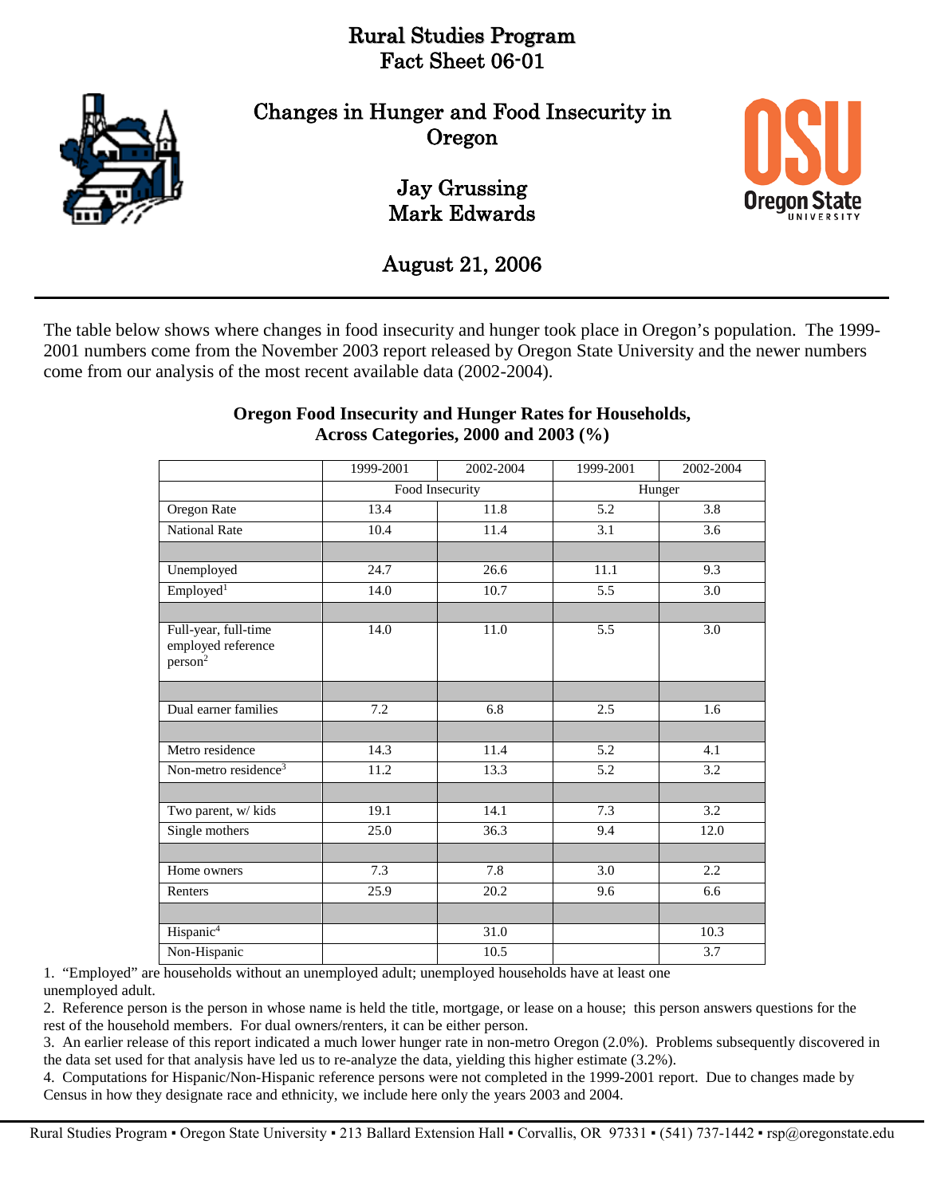# Rural Studies Program
# Fact Sheet 06-01

## Changes in Hunger and Food Insecurity in Oregon

Jay Grussing
Mark Edwards

August 21, 2006

The table below shows where changes in food insecurity and hunger took place in Oregon's population. The 1999-2001 numbers come from the November 2003 report released by Oregon State University and the newer numbers come from our analysis of the most recent available data (2002-2004).

**Oregon Food Insecurity and Hunger Rates for Households, Across Categories, 2000 and 2003 (%)**

| | 1999-2001 | 2002-2004 | 1999-2001 | 2002-2004 |
|---|---|---|---|---|
| | Food Insecurity | | Hunger | |
| Oregon Rate | 13.4 | 11.8 | 5.2 | 3.8 |
| National Rate | 10.4 | 11.4 | 3.1 | 3.6 |
| | | | | |
| Unemployed | 24.7 | 26.6 | 11.1 | 9.3 |
| Employed[1] | 14.0 | 10.7 | 5.5 | 3.0 |
| | | | | |
| Full-year, full-time employed reference person[2] | 14.0 | 11.0 | 5.5 | 3.0 |
| | | | | |
| Dual earner families | 7.2 | 6.8 | 2.5 | 1.6 |
| | | | | |
| Metro residence | 14.3 | 11.4 | 5.2 | 4.1 |
| Non-metro residence[3] | 11.2 | 13.3 | 5.2 | 3.2 |
| | | | | |
| Two parent, w/ kids | 19.1 | 14.1 | 7.3 | 3.2 |
| Single mothers | 25.0 | 36.3 | 9.4 | 12.0 |
| | | | | |
| Home owners | 7.3 | 7.8 | 3.0 | 2.2 |
| Renters | 25.9 | 20.2 | 9.6 | 6.6 |
| | | | | |
| Hispanic[4] | | 31.0 | | 10.3 |
| Non-Hispanic | | 10.5 | | 3.7 |

1. "Employed" are households without an unemployed adult; unemployed households have at least one unemployed adult.
2. Reference person is the person in whose name is held the title, mortgage, or lease on a house; this person answers questions for the rest of the household members. For dual owners/renters, it can be either person.
3. An earlier release of this report indicated a much lower hunger rate in non-metro Oregon (2.0%). Problems subsequently discovered in the data set used for that analysis have led us to re-analyze the data, yielding this higher estimate (3.2%).
4. Computations for Hispanic/Non-Hispanic reference persons were not completed in the 1999-2001 report. Due to changes made by Census in how they designate race and ethnicity, we include here only the years 2003 and 2004.

Rural Studies Program ▪ Oregon State University ▪ 213 Ballard Extension Hall ▪ Corvallis, OR 97331 ▪ (541) 737-1442 ▪ rsp@oregonstate.edu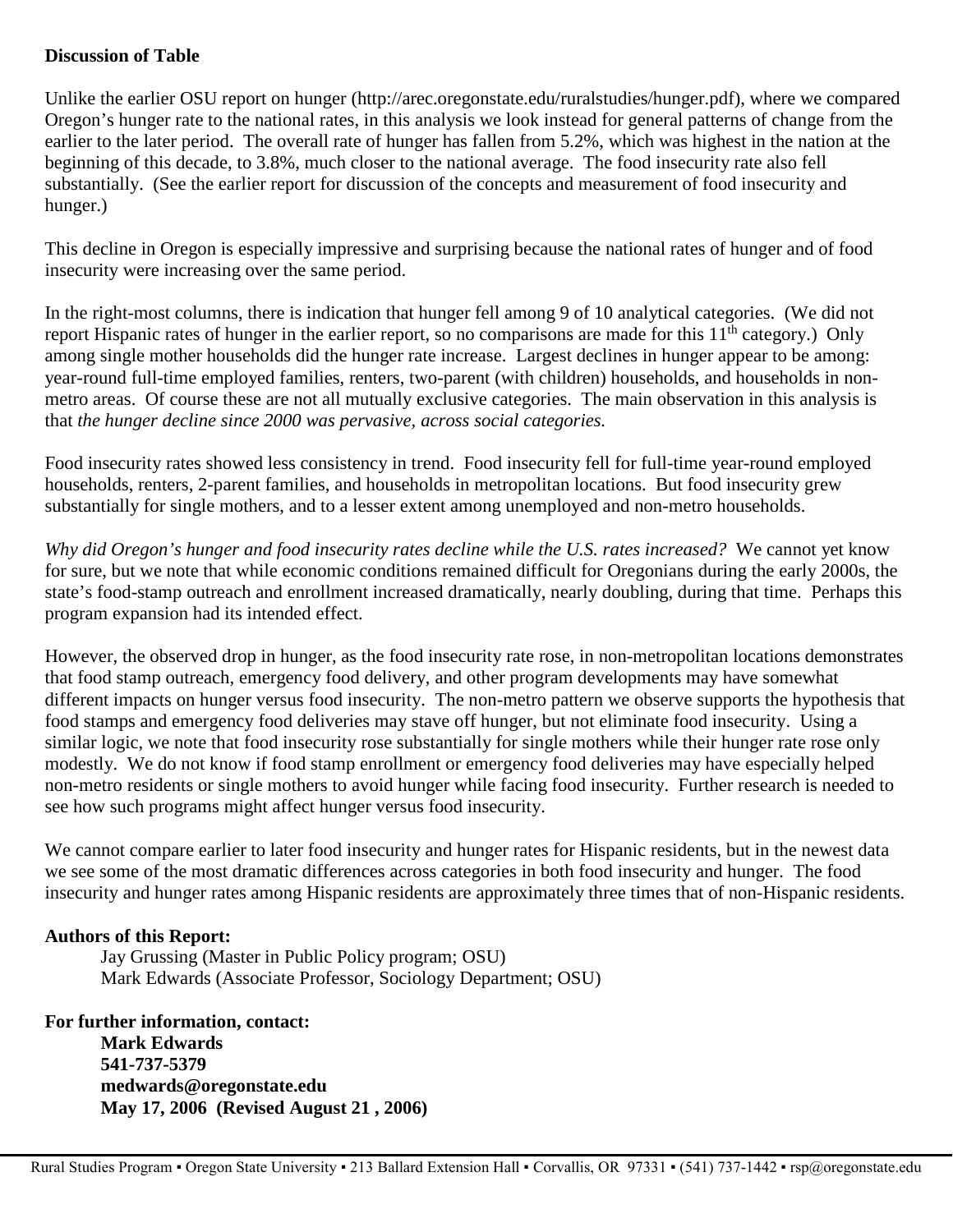**Discussion of Table**

Unlike the earlier OSU report on hunger (http://arec.oregonstate.edu/ruralstudies/hunger.pdf), where we compared Oregon's hunger rate to the national rates, in this analysis we look instead for general patterns of change from the earlier to the later period. The overall rate of hunger has fallen from 5.2%, which was highest in the nation at the beginning of this decade, to 3.8%, much closer to the national average. The food insecurity rate also fell substantially. (See the earlier report for discussion of the concepts and measurement of food insecurity and hunger.)

This decline in Oregon is especially impressive and surprising because the national rates of hunger and of food insecurity were increasing over the same period.

In the right-most columns, there is indication that hunger fell among 9 of 10 analytical categories. (We did not report Hispanic rates of hunger in the earlier report, so no comparisons are made for this 11th category.) Only among single mother households did the hunger rate increase. Largest declines in hunger appear to be among: year-round full-time employed families, renters, two-parent (with children) households, and households in non-metro areas. Of course these are not all mutually exclusive categories. The main observation in this analysis is that *the hunger decline since 2000 was pervasive, across social categories.*

Food insecurity rates showed less consistency in trend. Food insecurity fell for full-time year-round employed households, renters, 2-parent families, and households in metropolitan locations. But food insecurity grew substantially for single mothers, and to a lesser extent among unemployed and non-metro households.

*Why did Oregon's hunger and food insecurity rates decline while the U.S. rates increased?* We cannot yet know for sure, but we note that while economic conditions remained difficult for Oregonians during the early 2000s, the state's food-stamp outreach and enrollment increased dramatically, nearly doubling, during that time. Perhaps this program expansion had its intended effect.

However, the observed drop in hunger, as the food insecurity rate rose, in non-metropolitan locations demonstrates that food stamp outreach, emergency food delivery, and other program developments may have somewhat different impacts on hunger versus food insecurity. The non-metro pattern we observe supports the hypothesis that food stamps and emergency food deliveries may stave off hunger, but not eliminate food insecurity. Using a similar logic, we note that food insecurity rose substantially for single mothers while their hunger rate rose only modestly. We do not know if food stamp enrollment or emergency food deliveries may have especially helped non-metro residents or single mothers to avoid hunger while facing food insecurity. Further research is needed to see how such programs might affect hunger versus food insecurity.

We cannot compare earlier to later food insecurity and hunger rates for Hispanic residents, but in the newest data we see some of the most dramatic differences across categories in both food insecurity and hunger. The food insecurity and hunger rates among Hispanic residents are approximately three times that of non-Hispanic residents.

**Authors of this Report:**

Jay Grussing (Master in Public Policy program; OSU)
Mark Edwards (Associate Professor, Sociology Department; OSU)

**For further information, contact:**

**Mark Edwards**
**541-737-5379**
**medwards@oregonstate.edu**
**May 17, 2006 (Revised August 21 , 2006)**

Rural Studies Program ▪ Oregon State University ▪ 213 Ballard Extension Hall ▪ Corvallis, OR 97331 ▪ (541) 737-1442 ▪ rsp@oregonstate.edu